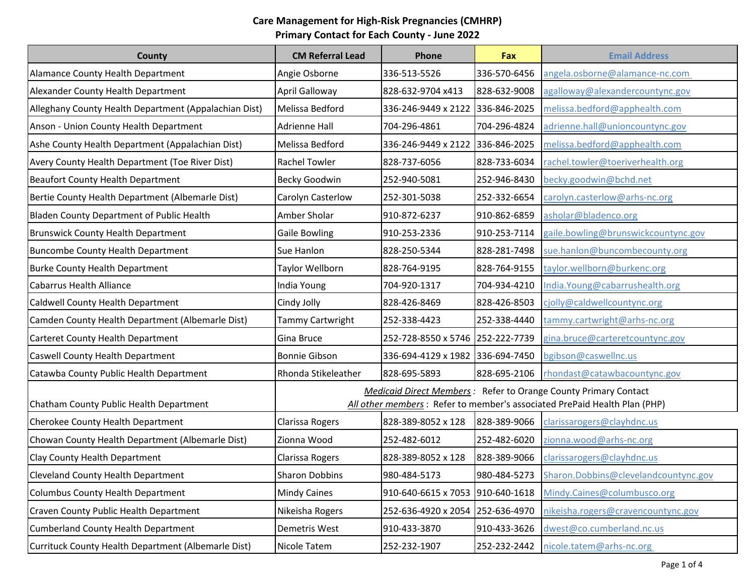**Care Management for High-Risk Pregnancies (CMHRP)**
**Primary Contact for Each County - June 2022**

| County | CM Referral Lead | Phone | Fax | Email Address |
|---|---|---|---|---|
| Alamance County Health Department | Angie Osborne | 336-513-5526 | 336-570-6456 | angela.osborne@alamance-nc.com |
| Alexander County Health Department | April Galloway | 828-632-9704 x413 | 828-632-9008 | agalloway@alexandercountync.gov |
| Alleghany County Health Department (Appalachian Dist) | Melissa Bedford | 336-246-9449 x 2122 | 336-846-2025 | melissa.bedford@apphealth.com |
| Anson - Union County Health Department | Adrienne Hall | 704-296-4861 | 704-296-4824 | adrienne.hall@unioncountync.gov |
| Ashe County Health Department (Appalachian Dist) | Melissa Bedford | 336-246-9449 x 2122 | 336-846-2025 | melissa.bedford@apphealth.com |
| Avery County Health Department (Toe River Dist) | Rachel Towler | 828-737-6056 | 828-733-6034 | rachel.towler@toeriverhealth.org |
| Beaufort County Health Department | Becky Goodwin | 252-940-5081 | 252-946-8430 | becky.goodwin@bchd.net |
| Bertie County Health Department (Albemarle Dist) | Carolyn Casterlow | 252-301-5038 | 252-332-6654 | carolyn.casterlow@arhs-nc.org |
| Bladen County Department of Public Health | Amber Sholar | 910-872-6237 | 910-862-6859 | asholar@bladenco.org |
| Brunswick County Health Department | Gaile Bowling | 910-253-2336 | 910-253-7114 | gaile.bowling@brunswickcountync.gov |
| Buncombe County Health Department | Sue Hanlon | 828-250-5344 | 828-281-7498 | sue.hanlon@buncombecounty.org |
| Burke County Health Department | Taylor Wellborn | 828-764-9195 | 828-764-9155 | taylor.wellborn@burkenc.org |
| Cabarrus Health Alliance | India Young | 704-920-1317 | 704-934-4210 | India.Young@cabarrushealth.org |
| Caldwell County Health Department | Cindy Jolly | 828-426-8469 | 828-426-8503 | cjolly@caldwellcountync.org |
| Camden County Health Department (Albemarle Dist) | Tammy Cartwright | 252-338-4423 | 252-338-4440 | tammy.cartwright@arhs-nc.org |
| Carteret County Health Department | Gina Bruce | 252-728-8550 x 5746 | 252-222-7739 | gina.bruce@carteretcountync.gov |
| Caswell County Health Department | Bonnie Gibson | 336-694-4129 x 1982 | 336-694-7450 | bgibson@caswellnc.us |
| Catawba County Public Health Department | Rhonda Stikeleather | 828-695-5893 | 828-695-2106 | rhondast@catawbacountync.gov |
| Chatham County Public Health Department | *Medicaid Direct Members*: Refer to Orange County Primary Contact<br>*All other members*: Refer to member's associated PrePaid Health Plan (PHP) | | | |
| Cherokee County Health Department | Clarissa Rogers | 828-389-8052 x 128 | 828-389-9066 | clarissarogers@clayhdnc.us |
| Chowan County Health Department (Albemarle Dist) | Zionna Wood | 252-482-6012 | 252-482-6020 | zionna.wood@arhs-nc.org |
| Clay County Health Department | Clarissa Rogers | 828-389-8052 x 128 | 828-389-9066 | clarissarogers@clayhdnc.us |
| Cleveland County Health Department | Sharon Dobbins | 980-484-5173 | 980-484-5273 | Sharon.Dobbins@clevelandcountync.gov |
| Columbus County Health Department | Mindy Caines | 910-640-6615 x 7053 | 910-640-1618 | Mindy.Caines@columbusco.org |
| Craven County Public Health Department | Nikeisha Rogers | 252-636-4920 x 2054 | 252-636-4970 | nikeisha.rogers@cravencountync.gov |
| Cumberland County Health Department | Demetris West | 910-433-3870 | 910-433-3626 | dwest@co.cumberland.nc.us |
| Currituck County Health Department (Albemarle Dist) | Nicole Tatem | 252-232-1907 | 252-232-2442 | nicole.tatem@arhs-nc.org |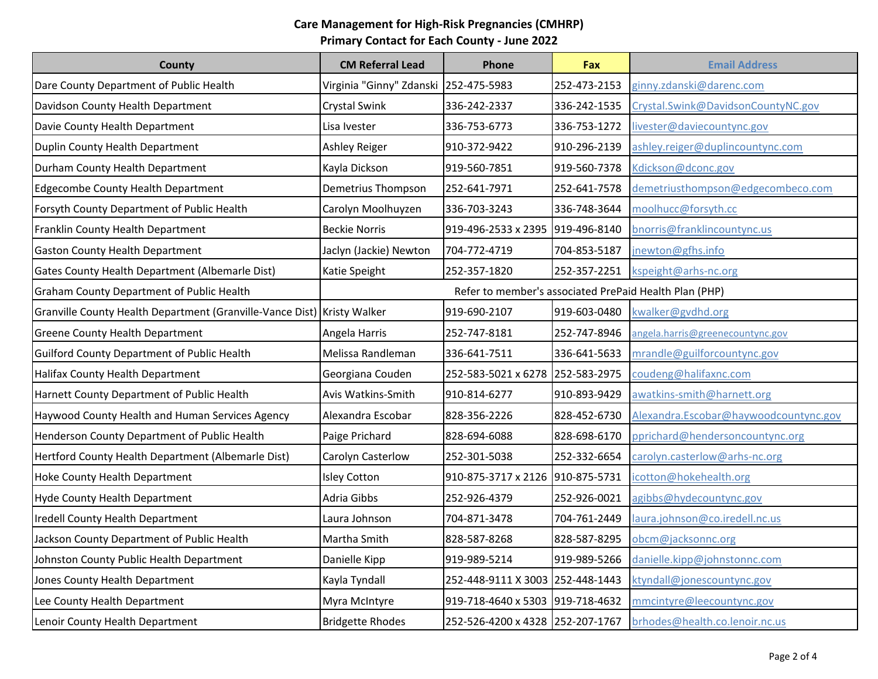# Care Management for High-Risk Pregnancies (CMHRP)
## Primary Contact for Each County - June 2022

| County | CM Referral Lead | Phone | Fax | Email Address |
|---|---|---|---|---|
| Dare County Department of Public Health | Virginia "Ginny" Zdanski | 252-475-5983 | 252-473-2153 | ginny.zdanski@darenc.com |
| Davidson County Health Department | Crystal Swink | 336-242-2337 | 336-242-1535 | Crystal.Swink@DavidsonCountyNC.gov |
| Davie County Health Department | Lisa Ivester | 336-753-6773 | 336-753-1272 | livester@daviecountync.gov |
| Duplin County Health Department | Ashley Reiger | 910-372-9422 | 910-296-2139 | ashley.reiger@duplincountync.com |
| Durham County Health Department | Kayla Dickson | 919-560-7851 | 919-560-7378 | Kdickson@dconc.gov |
| Edgecombe County Health Department | Demetrius Thompson | 252-641-7971 | 252-641-7578 | demetriusthompson@edgecombeco.com |
| Forsyth County Department of Public Health | Carolyn Moolhuyzen | 336-703-3243 | 336-748-3644 | moolhucc@forsyth.cc |
| Franklin County Health Department | Beckie Norris | 919-496-2533 x 2395 | 919-496-8140 | bnorris@franklincountync.us |
| Gaston County Health Department | Jaclyn (Jackie) Newton | 704-772-4719 | 704-853-5187 | jnewton@gfhs.info |
| Gates County Health Department (Albemarle Dist) | Katie Speight | 252-357-1820 | 252-357-2251 | kspeight@arhs-nc.org |
| Graham County Department of Public Health | Refer to member's associated PrePaid Health Plan (PHP) | | | |
| Granville County Health Department (Granville-Vance Dist) | Kristy Walker | 919-690-2107 | 919-603-0480 | kwalker@gvdhd.org |
| Greene County Health Department | Angela Harris | 252-747-8181 | 252-747-8946 | angela.harris@greenecountync.gov |
| Guilford County Department of Public Health | Melissa Randleman | 336-641-7511 | 336-641-5633 | mrandle@guilforcountync.gov |
| Halifax County Health Department | Georgiana Couden | 252-583-5021 x 6278 | 252-583-2975 | coudeng@halifaxnc.com |
| Harnett County Department of Public Health | Avis Watkins-Smith | 910-814-6277 | 910-893-9429 | awatkins-smith@harnett.org |
| Haywood County Health and Human Services Agency | Alexandra Escobar | 828-356-2226 | 828-452-6730 | Alexandra.Escobar@haywoodcountync.gov |
| Henderson County Department of Public Health | Paige Prichard | 828-694-6088 | 828-698-6170 | pprichard@hendersoncountync.org |
| Hertford County Health Department (Albemarle Dist) | Carolyn Casterlow | 252-301-5038 | 252-332-6654 | carolyn.casterlow@arhs-nc.org |
| Hoke County Health Department | Isley Cotton | 910-875-3717 x 2126 | 910-875-5731 | icotton@hokehealth.org |
| Hyde County Health Department | Adria Gibbs | 252-926-4379 | 252-926-0021 | agibbs@hydecountync.gov |
| Iredell County Health Department | Laura Johnson | 704-871-3478 | 704-761-2449 | laura.johnson@co.iredell.nc.us |
| Jackson County Department of Public Health | Martha Smith | 828-587-8268 | 828-587-8295 | obcm@jacksonnc.org |
| Johnston County Public Health Department | Danielle Kipp | 919-989-5214 | 919-989-5266 | danielle.kipp@johnstonnc.com |
| Jones County Health Department | Kayla Tyndall | 252-448-9111 X 3003 | 252-448-1443 | ktyndall@jonescountync.gov |
| Lee County Health Department | Myra McIntyre | 919-718-4640 x 5303 | 919-718-4632 | mmcintyre@leecountync.gov |
| Lenoir County Health Department | Bridgette Rhodes | 252-526-4200 x 4328 | 252-207-1767 | brhodes@health.co.lenoir.nc.us |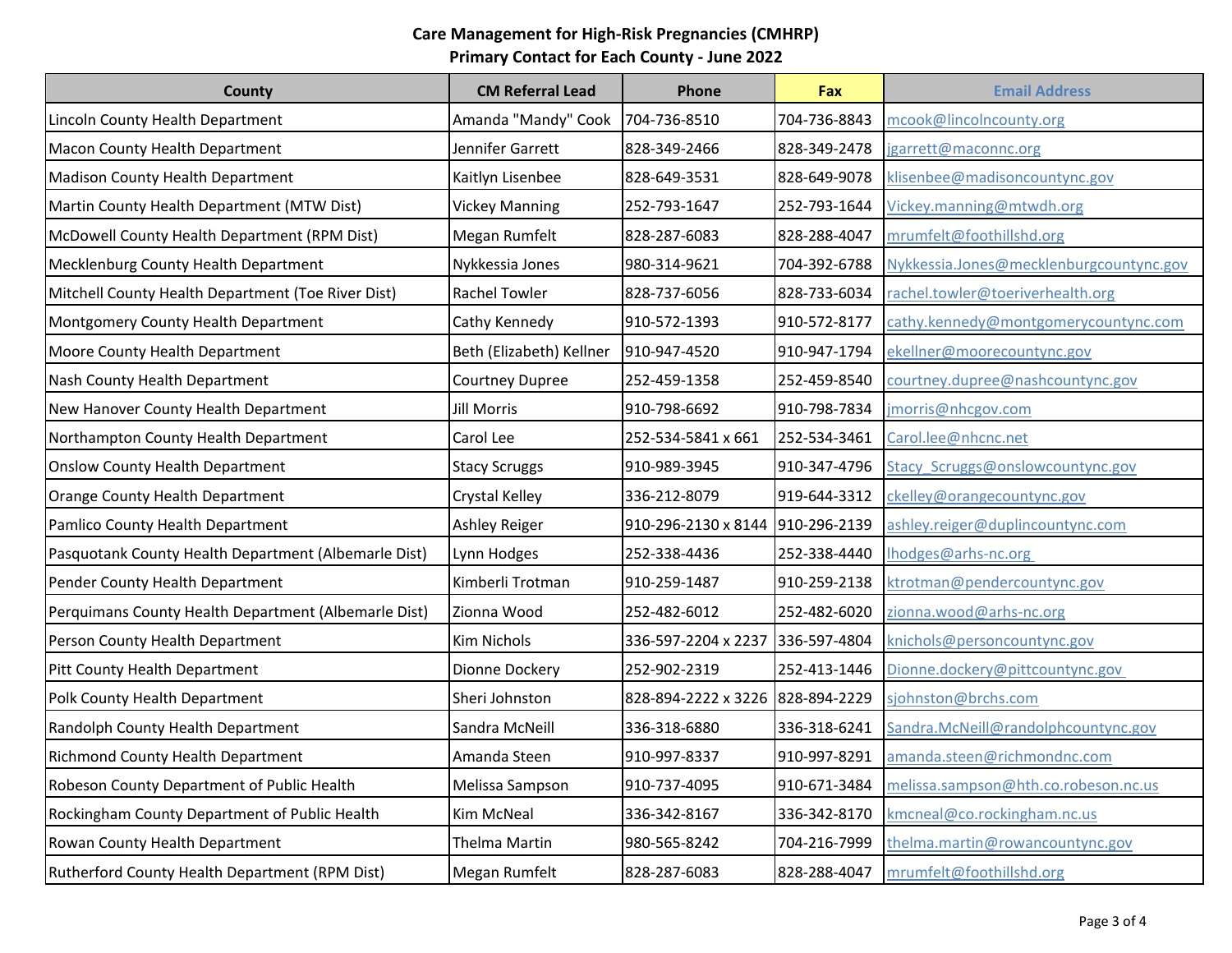**Care Management for High-Risk Pregnancies (CMHRP)**
**Primary Contact for Each County - June 2022**

| County | CM Referral Lead | Phone | Fax | Email Address |
|---|---|---|---|---|
| Lincoln County Health Department | Amanda "Mandy" Cook | 704-736-8510 | 704-736-8843 | mcook@lincolncounty.org |
| Macon County Health Department | Jennifer Garrett | 828-349-2466 | 828-349-2478 | jgarrett@maconnc.org |
| Madison County Health Department | Kaitlyn Lisenbee | 828-649-3531 | 828-649-9078 | klisenbee@madisoncountync.gov |
| Martin County Health Department (MTW Dist) | Vickey Manning | 252-793-1647 | 252-793-1644 | Vickey.manning@mtwdh.org |
| McDowell County Health Department (RPM Dist) | Megan Rumfelt | 828-287-6083 | 828-288-4047 | mrumfelt@foothillshd.org |
| Mecklenburg County Health Department | Nykkessia Jones | 980-314-9621 | 704-392-6788 | Nykkessia.Jones@mecklenburgcountync.gov |
| Mitchell County Health Department (Toe River Dist) | Rachel Towler | 828-737-6056 | 828-733-6034 | rachel.towler@toeriverhealth.org |
| Montgomery County Health Department | Cathy Kennedy | 910-572-1393 | 910-572-8177 | cathy.kennedy@montgomerycountync.com |
| Moore County Health Department | Beth (Elizabeth) Kellner | 910-947-4520 | 910-947-1794 | ekellner@moorecountync.gov |
| Nash County Health Department | Courtney Dupree | 252-459-1358 | 252-459-8540 | courtney.dupree@nashcountync.gov |
| New Hanover County Health Department | Jill Morris | 910-798-6692 | 910-798-7834 | jmorris@nhcgov.com |
| Northampton County Health Department | Carol Lee | 252-534-5841 x 661 | 252-534-3461 | Carol.lee@nhcnc.net |
| Onslow County Health Department | Stacy Scruggs | 910-989-3945 | 910-347-4796 | Stacy_Scruggs@onslowcountync.gov |
| Orange County Health Department | Crystal Kelley | 336-212-8079 | 919-644-3312 | ckelley@orangecountync.gov |
| Pamlico County Health Department | Ashley Reiger | 910-296-2130 x 8144 | 910-296-2139 | ashley.reiger@duplincountync.com |
| Pasquotank County Health Department (Albemarle Dist) | Lynn Hodges | 252-338-4436 | 252-338-4440 | lhodges@arhs-nc.org |
| Pender County Health Department | Kimberli Trotman | 910-259-1487 | 910-259-2138 | ktrotman@pendercountync.gov |
| Perquimans County Health Department (Albemarle Dist) | Zionna Wood | 252-482-6012 | 252-482-6020 | zionna.wood@arhs-nc.org |
| Person County Health Department | Kim Nichols | 336-597-2204 x 2237 | 336-597-4804 | knichols@personcountync.gov |
| Pitt County Health Department | Dionne Dockery | 252-902-2319 | 252-413-1446 | Dionne.dockery@pittcountync.gov |
| Polk County Health Department | Sheri Johnston | 828-894-2222 x 3226 | 828-894-2229 | sjohnston@brchs.com |
| Randolph County Health Department | Sandra McNeill | 336-318-6880 | 336-318-6241 | Sandra.McNeill@randolphcountync.gov |
| Richmond County Health Department | Amanda Steen | 910-997-8337 | 910-997-8291 | amanda.steen@richmondnc.com |
| Robeson County Department of Public Health | Melissa Sampson | 910-737-4095 | 910-671-3484 | melissa.sampson@hth.co.robeson.nc.us |
| Rockingham County Department of Public Health | Kim McNeal | 336-342-8167 | 336-342-8170 | kmcneal@co.rockingham.nc.us |
| Rowan County Health Department | Thelma Martin | 980-565-8242 | 704-216-7999 | thelma.martin@rowancountync.gov |
| Rutherford County Health Department (RPM Dist) | Megan Rumfelt | 828-287-6083 | 828-288-4047 | mrumfelt@foothillshd.org |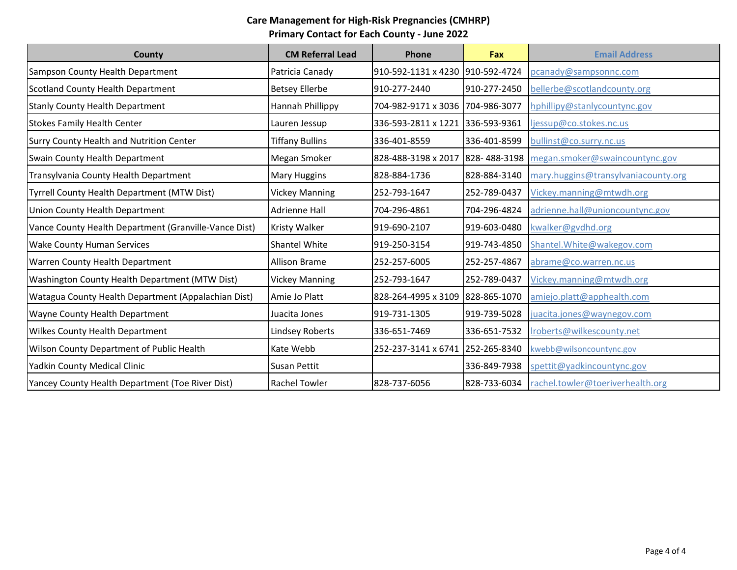**Care Management for High-Risk Pregnancies (CMHRP)**
**Primary Contact for Each County - June 2022**

| County | CM Referral Lead | Phone | Fax | Email Address |
|---|---|---|---|---|
| Sampson County Health Department | Patricia Canady | 910-592-1131 x 4230 | 910-592-4724 | pcanady@sampsonnc.com |
| Scotland County Health Department | Betsey Ellerbe | 910-277-2440 | 910-277-2450 | bellerbe@scotlandcounty.org |
| Stanly County Health Department | Hannah Phillippy | 704-982-9171 x 3036 | 704-986-3077 | hphillipy@stanlycountync.gov |
| Stokes Family Health Center | Lauren Jessup | 336-593-2811 x 1221 | 336-593-9361 | ljessup@co.stokes.nc.us |
| Surry County Health and Nutrition Center | Tiffany Bullins | 336-401-8559 | 336-401-8599 | bullinst@co.surry.nc.us |
| Swain County Health Department | Megan Smoker | 828-488-3198 x 2017 | 828- 488-3198 | megan.smoker@swaincountync.gov |
| Transylvania County Health Department | Mary Huggins | 828-884-1736 | 828-884-3140 | mary.huggins@transylvaniacounty.org |
| Tyrrell County Health Department (MTW Dist) | Vickey Manning | 252-793-1647 | 252-789-0437 | Vickey.manning@mtwdh.org |
| Union County Health Department | Adrienne Hall | 704-296-4861 | 704-296-4824 | adrienne.hall@unioncountync.gov |
| Vance County Health Department (Granville-Vance Dist) | Kristy Walker | 919-690-2107 | 919-603-0480 | kwalker@gvdhd.org |
| Wake County Human Services | Shantel White | 919-250-3154 | 919-743-4850 | Shantel.White@wakegov.com |
| Warren County Health Department | Allison Brame | 252-257-6005 | 252-257-4867 | abrame@co.warren.nc.us |
| Washington County Health Department (MTW Dist) | Vickey Manning | 252-793-1647 | 252-789-0437 | Vickey.manning@mtwdh.org |
| Watagua County Health Department (Appalachian Dist) | Amie Jo Platt | 828-264-4995 x 3109 | 828-865-1070 | amiejo.platt@apphealth.com |
| Wayne County Health Department | Juacita Jones | 919-731-1305 | 919-739-5028 | juacita.jones@waynegov.com |
| Wilkes County Health Department | Lindsey Roberts | 336-651-7469 | 336-651-7532 | lroberts@wilkescounty.net |
| Wilson County Department of Public Health | Kate Webb | 252-237-3141 x 6741 | 252-265-8340 | kwebb@wilsoncountync.gov |
| Yadkin County Medical Clinic | Susan Pettit | | 336-849-7938 | spettit@yadkincountync.gov |
| Yancey County Health Department (Toe River Dist) | Rachel Towler | 828-737-6056 | 828-733-6034 | rachel.towler@toeriverhealth.org |